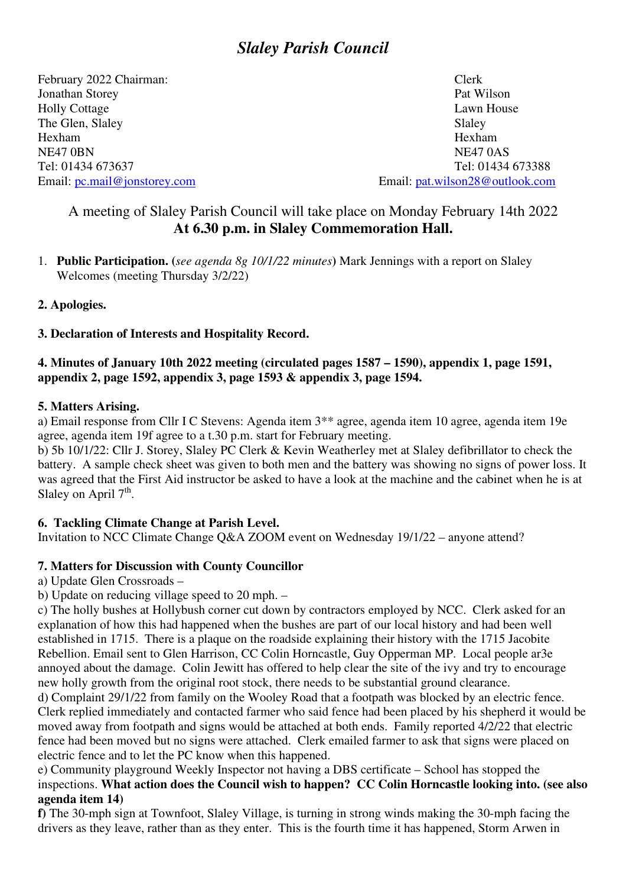# *Slaley Parish Council*

February 2022 Chairman:
Jonathan Storey
Holly Cottage
The Glen, Slaley
Hexham
NE47 0BN
Tel: 01434 673637
Email: pc.mail@jonstorey.com

Clerk
Pat Wilson
Lawn House
Slaley
Hexham
NE47 0AS
Tel: 01434 673388
Email: pat.wilson28@outlook.com

A meeting of Slaley Parish Council will take place on Monday February 14th 2022
**At 6.30 p.m. in Slaley Commemoration Hall.**

1. **Public Participation.** (*see agenda 8g 10/1/22 minutes*) Mark Jennings with a report on Slaley Welcomes (meeting Thursday 3/2/22)

**2. Apologies.**

**3. Declaration of Interests and Hospitality Record.**

**4. Minutes of January 10th 2022 meeting (circulated pages 1587 – 1590), appendix 1, page 1591, appendix 2, page 1592, appendix 3, page 1593 & appendix 3, page 1594.**

**5. Matters Arising.**

a) Email response from Cllr I C Stevens: Agenda item 3** agree, agenda item 10 agree, agenda item 19e agree, agenda item 19f agree to a t.30 p.m. start for February meeting.

b) 5b 10/1/22: Cllr J. Storey, Slaley PC Clerk & Kevin Weatherley met at Slaley defibrillator to check the battery. A sample check sheet was given to both men and the battery was showing no signs of power loss. It was agreed that the First Aid instructor be asked to have a look at the machine and the cabinet when he is at Slaley on April 7th.

**6. Tackling Climate Change at Parish Level.**

Invitation to NCC Climate Change Q&A ZOOM event on Wednesday 19/1/22 – anyone attend?

**7. Matters for Discussion with County Councillor**

a) Update Glen Crossroads –

b) Update on reducing village speed to 20 mph. –

c) The holly bushes at Hollybush corner cut down by contractors employed by NCC. Clerk asked for an explanation of how this had happened when the bushes are part of our local history and had been well established in 1715. There is a plaque on the roadside explaining their history with the 1715 Jacobite Rebellion. Email sent to Glen Harrison, CC Colin Horncastle, Guy Opperman MP. Local people ar3e annoyed about the damage. Colin Jewitt has offered to help clear the site of the ivy and try to encourage new holly growth from the original root stock, there needs to be substantial ground clearance.

d) Complaint 29/1/22 from family on the Wooley Road that a footpath was blocked by an electric fence. Clerk replied immediately and contacted farmer who said fence had been placed by his shepherd it would be moved away from footpath and signs would be attached at both ends. Family reported 4/2/22 that electric fence had been moved but no signs were attached. Clerk emailed farmer to ask that signs were placed on electric fence and to let the PC know when this happened.

e) Community playground Weekly Inspector not having a DBS certificate – School has stopped the inspections. **What action does the Council wish to happen? CC Colin Horncastle looking into. (see also agenda item 14)**

**f)** The 30-mph sign at Townfoot, Slaley Village, is turning in strong winds making the 30-mph facing the drivers as they leave, rather than as they enter. This is the fourth time it has happened, Storm Arwen in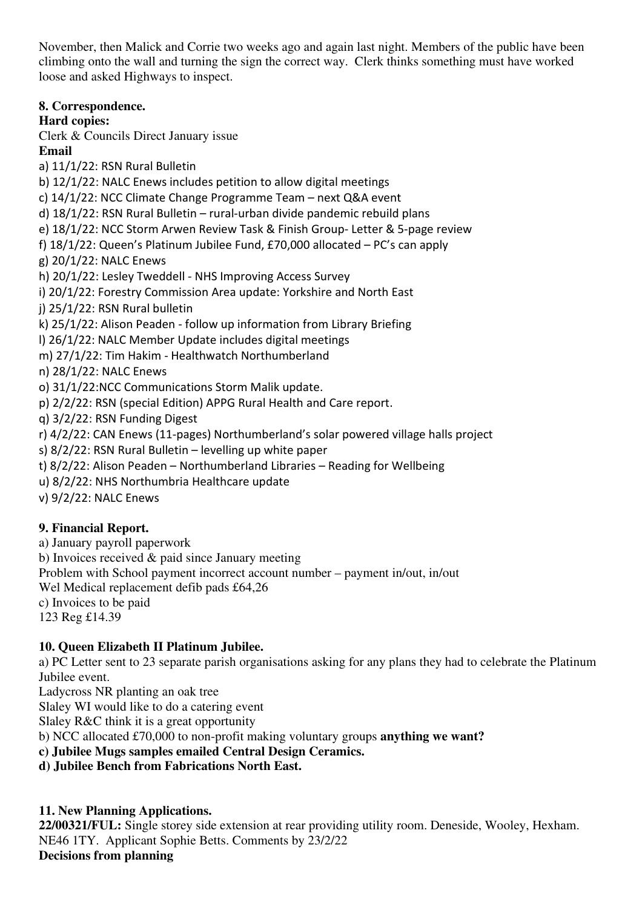November, then Malick and Corrie two weeks ago and again last night. Members of the public have been climbing onto the wall and turning the sign the correct way. Clerk thinks something must have worked loose and asked Highways to inspect.

**8. Correspondence.**

**Hard copies:**

Clerk & Councils Direct January issue

**Email**

a) 11/1/22: RSN Rural Bulletin
b) 12/1/22: NALC Enews includes petition to allow digital meetings
c) 14/1/22: NCC Climate Change Programme Team – next Q&A event
d) 18/1/22: RSN Rural Bulletin – rural-urban divide pandemic rebuild plans
e) 18/1/22: NCC Storm Arwen Review Task & Finish Group- Letter & 5-page review
f) 18/1/22: Queen's Platinum Jubilee Fund, £70,000 allocated – PC's can apply
g) 20/1/22: NALC Enews
h) 20/1/22: Lesley Tweddell - NHS Improving Access Survey
i) 20/1/22: Forestry Commission Area update: Yorkshire and North East
j) 25/1/22: RSN Rural bulletin
k) 25/1/22: Alison Peaden - follow up information from Library Briefing
l) 26/1/22: NALC Member Update includes digital meetings
m) 27/1/22: Tim Hakim - Healthwatch Northumberland
n) 28/1/22: NALC Enews
o) 31/1/22:NCC Communications Storm Malik update.
p) 2/2/22: RSN (special Edition) APPG Rural Health and Care report.
q) 3/2/22: RSN Funding Digest
r) 4/2/22: CAN Enews (11-pages) Northumberland's solar powered village halls project
s) 8/2/22: RSN Rural Bulletin – levelling up white paper
t) 8/2/22: Alison Peaden – Northumberland Libraries – Reading for Wellbeing
u) 8/2/22: NHS Northumbria Healthcare update
v) 9/2/22: NALC Enews

**9. Financial Report.**

a) January payroll paperwork
b) Invoices received & paid since January meeting
Problem with School payment incorrect account number – payment in/out, in/out
Wel Medical replacement defib pads £64,26
c) Invoices to be paid
123 Reg £14.39

**10. Queen Elizabeth II Platinum Jubilee.**

a) PC Letter sent to 23 separate parish organisations asking for any plans they had to celebrate the Platinum Jubilee event.
Ladycross NR planting an oak tree
Slaley WI would like to do a catering event
Slaley R&C think it is a great opportunity
b) NCC allocated £70,000 to non-profit making voluntary groups **anything we want?**
**c) Jubilee Mugs samples emailed Central Design Ceramics.**
**d) Jubilee Bench from Fabrications North East.**

**11. New Planning Applications.**

**22/00321/FUL:** Single storey side extension at rear providing utility room. Deneside, Wooley, Hexham. NE46 1TY. Applicant Sophie Betts. Comments by 23/2/22

**Decisions from planning**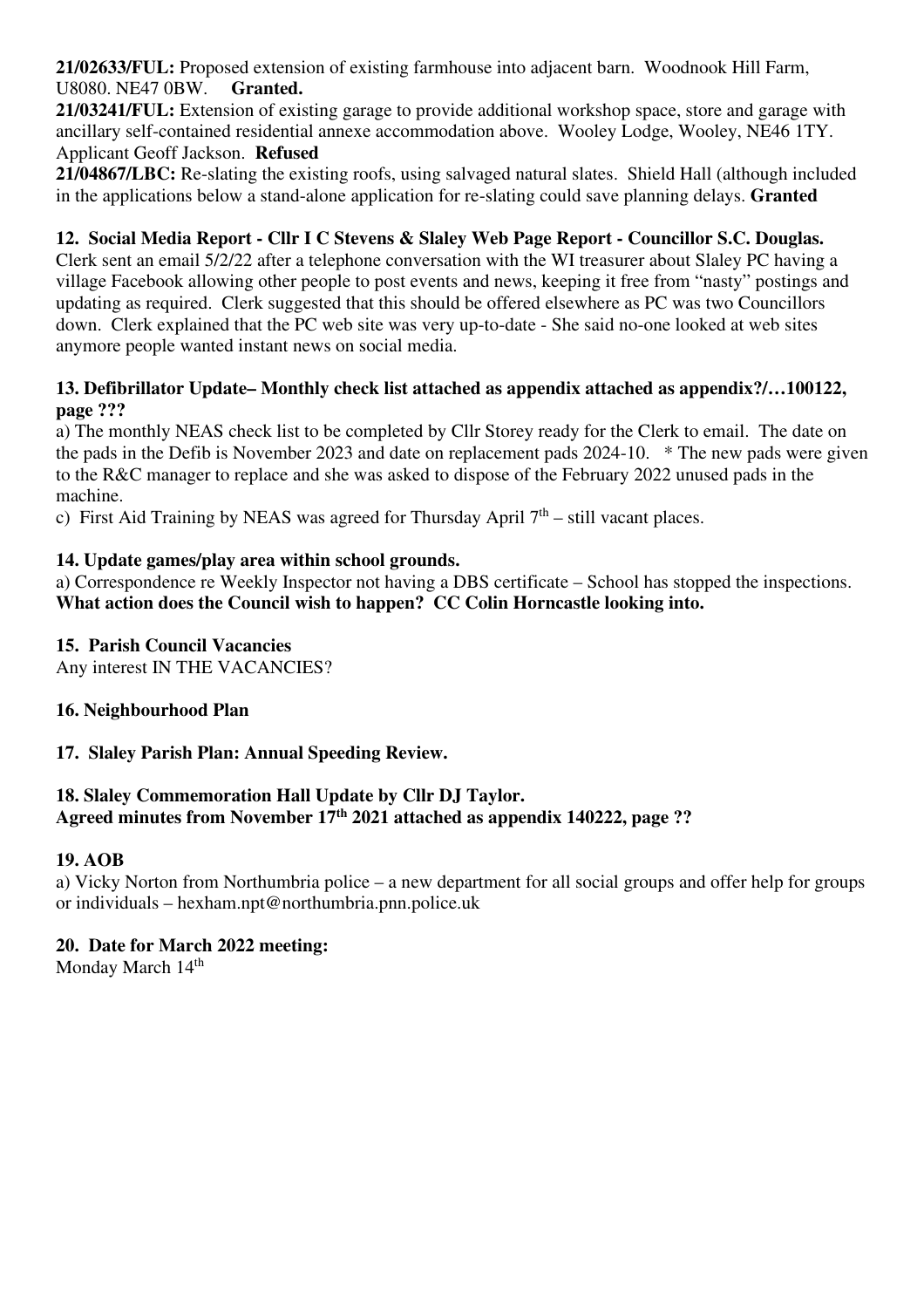**21/02633/FUL:** Proposed extension of existing farmhouse into adjacent barn. Woodnook Hill Farm, U8080. NE47 0BW. **Granted.**

**21/03241/FUL:** Extension of existing garage to provide additional workshop space, store and garage with ancillary self-contained residential annexe accommodation above. Wooley Lodge, Wooley, NE46 1TY. Applicant Geoff Jackson. **Refused**

**21/04867/LBC:** Re-slating the existing roofs, using salvaged natural slates. Shield Hall (although included in the applications below a stand-alone application for re-slating could save planning delays. **Granted**

**12. Social Media Report - Cllr I C Stevens & Slaley Web Page Report - Councillor S.C. Douglas.**

Clerk sent an email 5/2/22 after a telephone conversation with the WI treasurer about Slaley PC having a village Facebook allowing other people to post events and news, keeping it free from "nasty" postings and updating as required. Clerk suggested that this should be offered elsewhere as PC was two Councillors down. Clerk explained that the PC web site was very up-to-date - She said no-one looked at web sites anymore people wanted instant news on social media.

**13. Defibrillator Update– Monthly check list attached as appendix attached as appendix?/…100122, page ???**

a) The monthly NEAS check list to be completed by Cllr Storey ready for the Clerk to email. The date on the pads in the Defib is November 2023 and date on replacement pads 2024-10. * The new pads were given to the R&C manager to replace and she was asked to dispose of the February 2022 unused pads in the machine.

c) First Aid Training by NEAS was agreed for Thursday April 7th – still vacant places.

**14. Update games/play area within school grounds.**

a) Correspondence re Weekly Inspector not having a DBS certificate – School has stopped the inspections. **What action does the Council wish to happen? CC Colin Horncastle looking into.**

**15. Parish Council Vacancies**

Any interest IN THE VACANCIES?

**16. Neighbourhood Plan**

**17. Slaley Parish Plan: Annual Speeding Review.**

**18. Slaley Commemoration Hall Update by Cllr DJ Taylor.**
**Agreed minutes from November 17th 2021 attached as appendix 140222, page ??**

**19. AOB**

a) Vicky Norton from Northumbria police – a new department for all social groups and offer help for groups or individuals – hexham.npt@northumbria.pnn.police.uk

**20. Date for March 2022 meeting:**

Monday March 14th